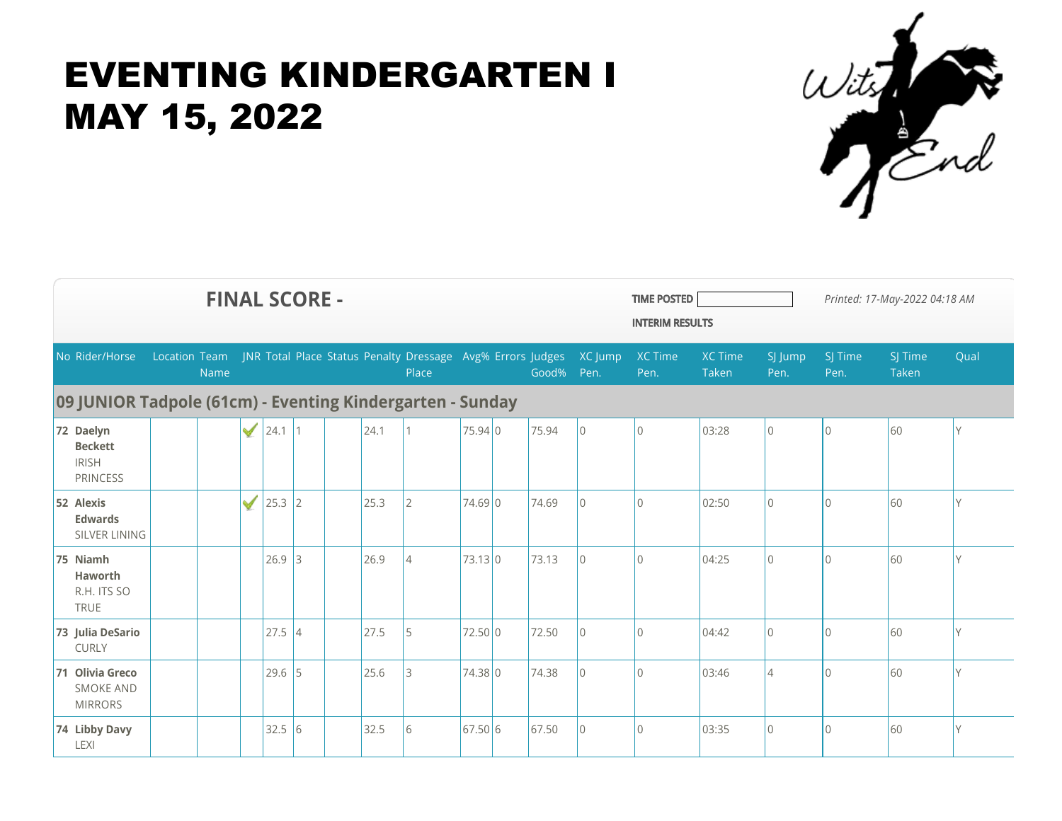# EVENTING KINDERGARTEN I
# MAY 15, 2022

## FINAL SCORE -

**TIME POSTED**

**INTERIM RESULTS**

*Printed: 17-May-2022 04:18 AM*

| No | Rider/Horse | Location | Team Name | JNR | Total | Place | Status | Penalty | Dressage Place | Avg% | Errors | Judges Good% | XC Jump Pen. | XC Time Pen. | XC Time Taken | SJ Jump Pen. | SJ Time Pen. | SJ Time Taken | Qual |
|---|---|---|---|---|---|---|---|---|---|---|---|---|---|---|---|---|---|---|---|
| **09 JUNIOR Tadpole (61cm) - Eventing Kindergarten - Sunday** | | | | | | | | | | | | | | | | | | | |
| 72 | **Daelyn Beckett** IRISH PRINCESS | | | ✓ | 24.1 | 1 | | 24.1 | 1 | 75.94 | 0 | 75.94 | 0 | 0 | 03:28 | 0 | 0 | 60 | Y |
| 52 | **Alexis Edwards** SILVER LINING | | | ✓ | 25.3 | 2 | | 25.3 | 2 | 74.69 | 0 | 74.69 | 0 | 0 | 02:50 | 0 | 0 | 60 | Y |
| 75 | **Niamh Haworth** R.H. ITS SO TRUE | | | | 26.9 | 3 | | 26.9 | 4 | 73.13 | 0 | 73.13 | 0 | 0 | 04:25 | 0 | 0 | 60 | Y |
| 73 | **Julia DeSario** CURLY | | | | 27.5 | 4 | | 27.5 | 5 | 72.50 | 0 | 72.50 | 0 | 0 | 04:42 | 0 | 0 | 60 | Y |
| 71 | **Olivia Greco** SMOKE AND MIRRORS | | | | 29.6 | 5 | | 25.6 | 3 | 74.38 | 0 | 74.38 | 0 | 0 | 03:46 | 4 | 0 | 60 | Y |
| 74 | **Libby Davy** LEXI | | | | 32.5 | 6 | | 32.5 | 6 | 67.50 | 6 | 67.50 | 0 | 0 | 03:35 | 0 | 0 | 60 | Y |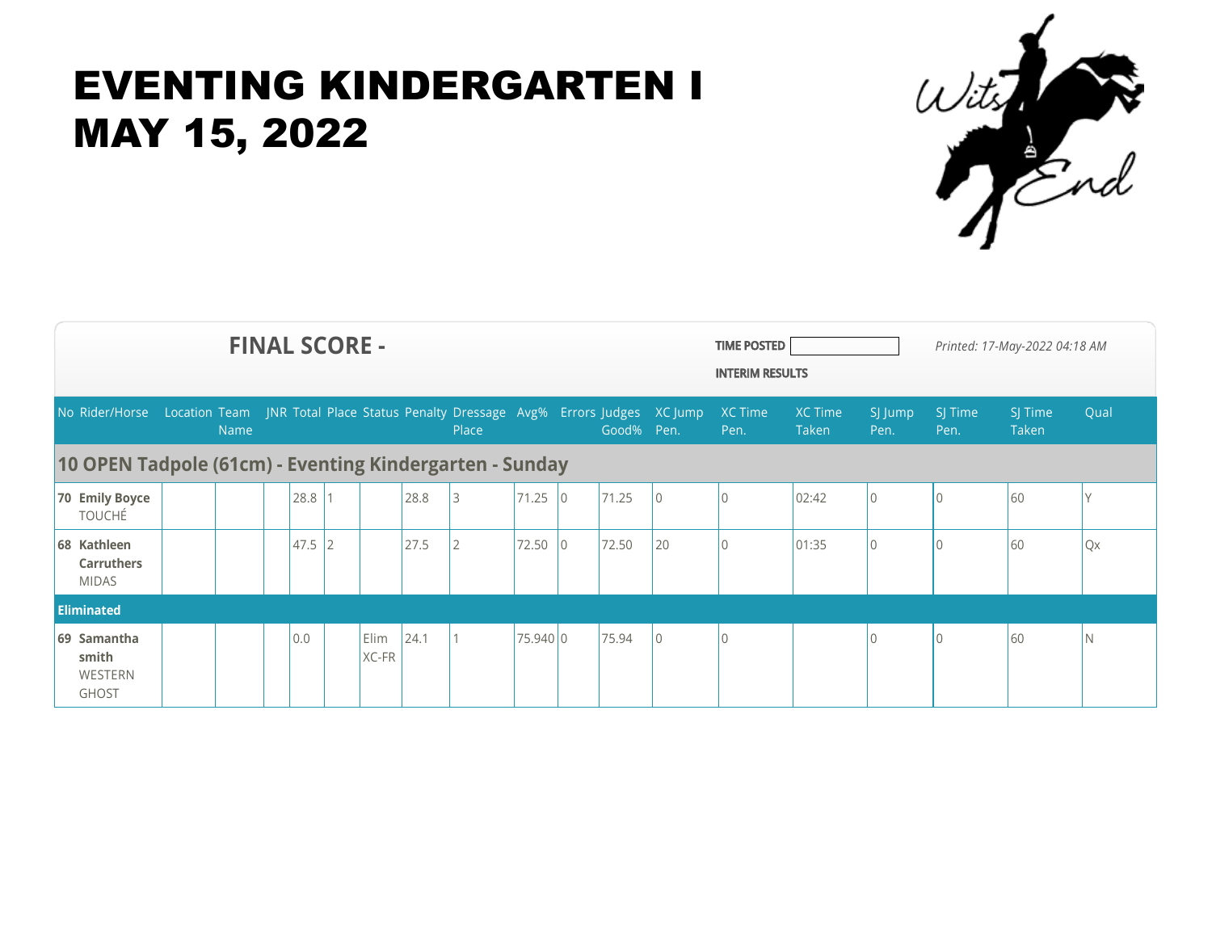# EVENTING KINDERGARTEN I
# MAY 15, 2022

**FINAL SCORE -**

**TIME POSTED**

**INTERIM RESULTS**

*Printed: 17-May-2022 04:18 AM*

| No | Rider/Horse | Location | Team Name | JNR | Total | Place | Status | Penalty | Dressage Place | Avg% | Errors | Judges Good% | XC Jump Pen. | XC Time Pen. | XC Time Taken | SJ Jump Pen. | SJ Time Pen. | SJ Time Taken | Qual |
|---|---|---|---|---|---|---|---|---|---|---|---|---|---|---|---|---|---|---|---|
| **10 OPEN Tadpole (61cm) - Eventing Kindergarten - Sunday** | | | | | | | | | | | | | | | | | | | |
| **70** | **Emily Boyce** TOUCHÉ | | | | 28.8 | 1 | | 28.8 | 3 | 71.25 | 0 | 71.25 | 0 | 0 | 02:42 | 0 | 0 | 60 | Y |
| **68** | **Kathleen Carruthers** MIDAS | | | | 47.5 | 2 | | 27.5 | 2 | 72.50 | 0 | 72.50 | 20 | 0 | 01:35 | 0 | 0 | 60 | Qx |
| **Eliminated** | | | | | | | | | | | | | | | | | | | |
| **69** | **Samantha smith** WESTERN GHOST | | | | 0.0 | | Elim XC-FR | 24.1 | 1 | 75.940 | 0 | 75.94 | 0 | 0 | | 0 | 0 | 60 | N |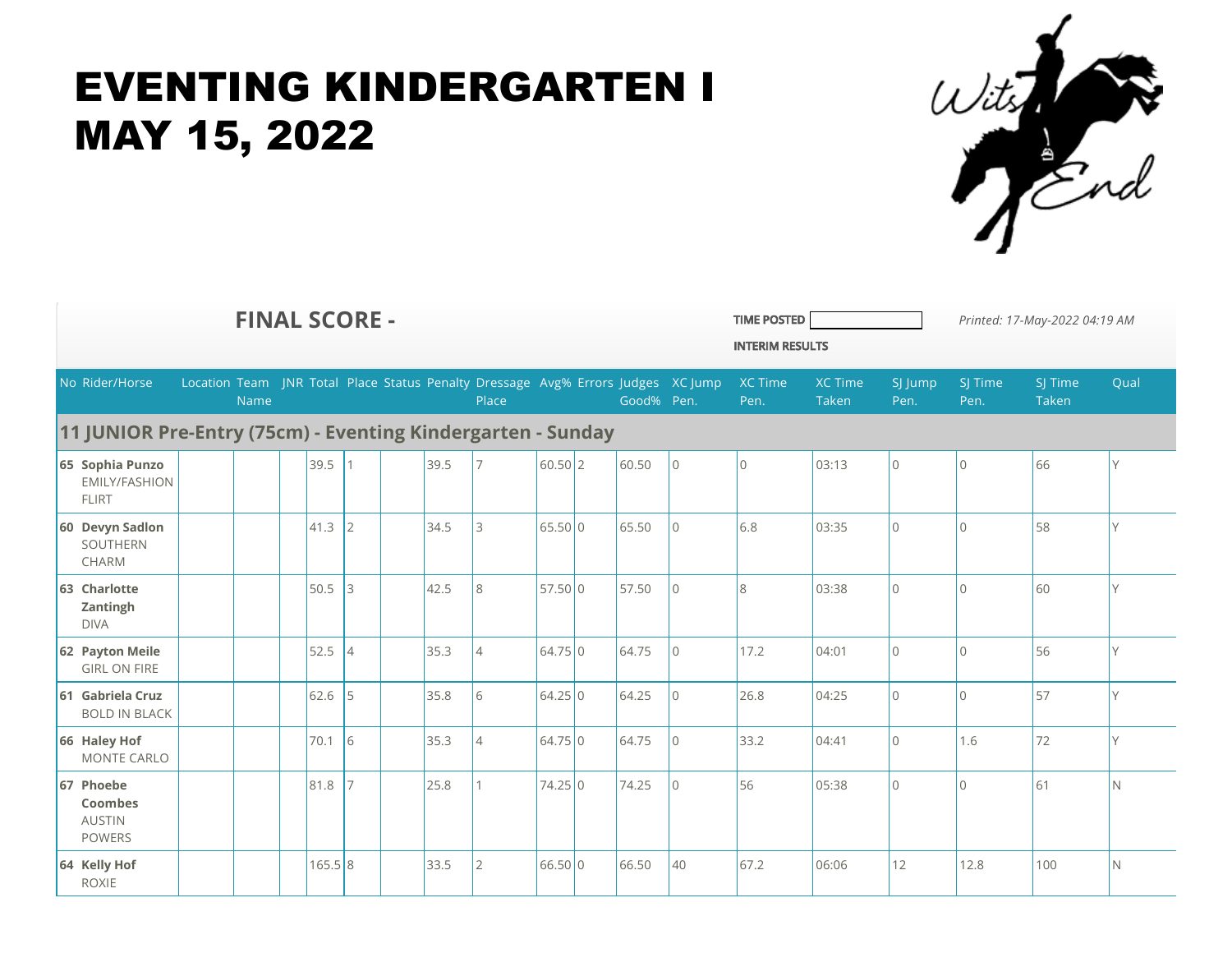# EVENTING KINDERGARTEN I
# MAY 15, 2022

**FINAL SCORE -**

**TIME POSTED**

**INTERIM RESULTS**

*Printed: 17-May-2022 04:19 AM*

| No | Rider/Horse | Location | Team Name | JNR | Total | Place | Status | Penalty | Dressage Place | Avg% | Errors | Judges Good% | XC Jump Pen. | XC Time Pen. | XC Time Taken | SJ Jump Pen. | SJ Time Pen. | SJ Time Taken | Qual |
|---|---|---|---|---|---|---|---|---|---|---|---|---|---|---|---|---|---|---|---|
| **11 JUNIOR Pre-Entry (75cm) - Eventing Kindergarten - Sunday** | | | | | | | | | | | | | | | | | | | |
| 65 | **Sophia Punzo** EMILY/FASHION FLIRT | | | | 39.5 | 1 | | 39.5 | 7 | 60.50 | 2 | 60.50 | 0 | 0 | 03:13 | 0 | 0 | 66 | Y |
| 60 | **Devyn Sadlon** SOUTHERN CHARM | | | | 41.3 | 2 | | 34.5 | 3 | 65.50 | 0 | 65.50 | 0 | 6.8 | 03:35 | 0 | 0 | 58 | Y |
| 63 | **Charlotte Zantingh** DIVA | | | | 50.5 | 3 | | 42.5 | 8 | 57.50 | 0 | 57.50 | 0 | 8 | 03:38 | 0 | 0 | 60 | Y |
| 62 | **Payton Meile** GIRL ON FIRE | | | | 52.5 | 4 | | 35.3 | 4 | 64.75 | 0 | 64.75 | 0 | 17.2 | 04:01 | 0 | 0 | 56 | Y |
| 61 | **Gabriela Cruz** BOLD IN BLACK | | | | 62.6 | 5 | | 35.8 | 6 | 64.25 | 0 | 64.25 | 0 | 26.8 | 04:25 | 0 | 0 | 57 | Y |
| 66 | **Haley Hof** MONTE CARLO | | | | 70.1 | 6 | | 35.3 | 4 | 64.75 | 0 | 64.75 | 0 | 33.2 | 04:41 | 0 | 1.6 | 72 | Y |
| 67 | **Phoebe Coombes** AUSTIN POWERS | | | | 81.8 | 7 | | 25.8 | 1 | 74.25 | 0 | 74.25 | 0 | 56 | 05:38 | 0 | 0 | 61 | N |
| 64 | **Kelly Hof** ROXIE | | | | 165.5 | 8 | | 33.5 | 2 | 66.50 | 0 | 66.50 | 40 | 67.2 | 06:06 | 12 | 12.8 | 100 | N |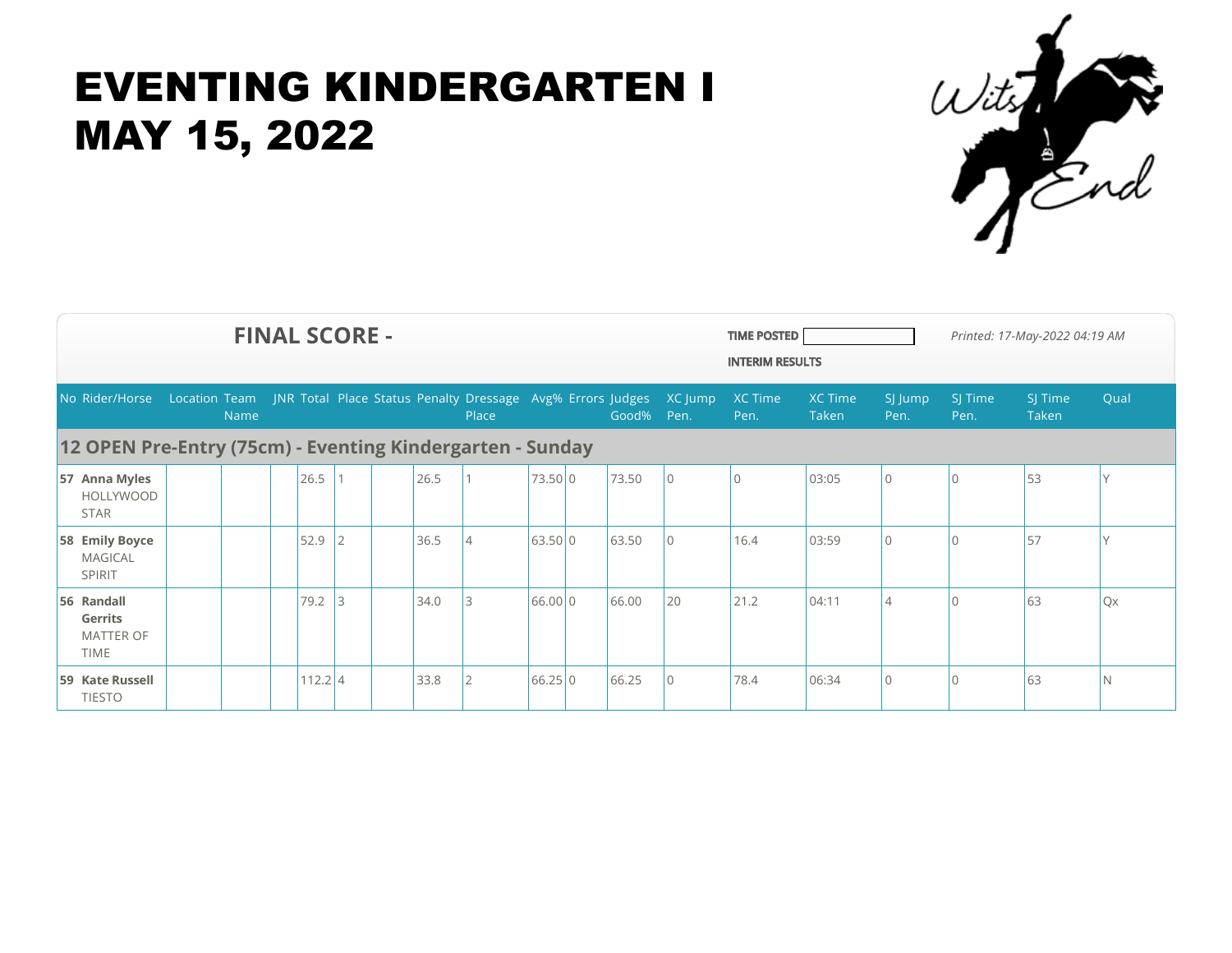# EVENTING KINDERGARTEN I
# MAY 15, 2022

**FINAL SCORE -**

**TIME POSTED**

**INTERIM RESULTS**

*Printed: 17-May-2022 04:19 AM*

| No | Rider/Horse | Location | Team Name | JNR | Total | Place | Status | Penalty | Dressage Place | Avg% | Errors | Judges Good% | XC Jump Pen. | XC Time Pen. | XC Time Taken | SJ Jump Pen. | SJ Time Pen. | SJ Time Taken | Qual |
|---|---|---|---|---|---|---|---|---|---|---|---|---|---|---|---|---|---|---|---|
| **12 OPEN Pre-Entry (75cm) - Eventing Kindergarten - Sunday** | | | | | | | | | | | | | | | | | | | |
| 57 | **Anna Myles** HOLLYWOOD STAR | | | | 26.5 | 1 | | 26.5 | 1 | 73.50 | 0 | 73.50 | 0 | 0 | 03:05 | 0 | 0 | 53 | Y |
| 58 | **Emily Boyce** MAGICAL SPIRIT | | | | 52.9 | 2 | | 36.5 | 4 | 63.50 | 0 | 63.50 | 0 | 16.4 | 03:59 | 0 | 0 | 57 | Y |
| 56 | **Randall Gerrits** MATTER OF TIME | | | | 79.2 | 3 | | 34.0 | 3 | 66.00 | 0 | 66.00 | 20 | 21.2 | 04:11 | 4 | 0 | 63 | Qx |
| 59 | **Kate Russell** TIESTO | | | | 112.2 | 4 | | 33.8 | 2 | 66.25 | 0 | 66.25 | 0 | 78.4 | 06:34 | 0 | 0 | 63 | N |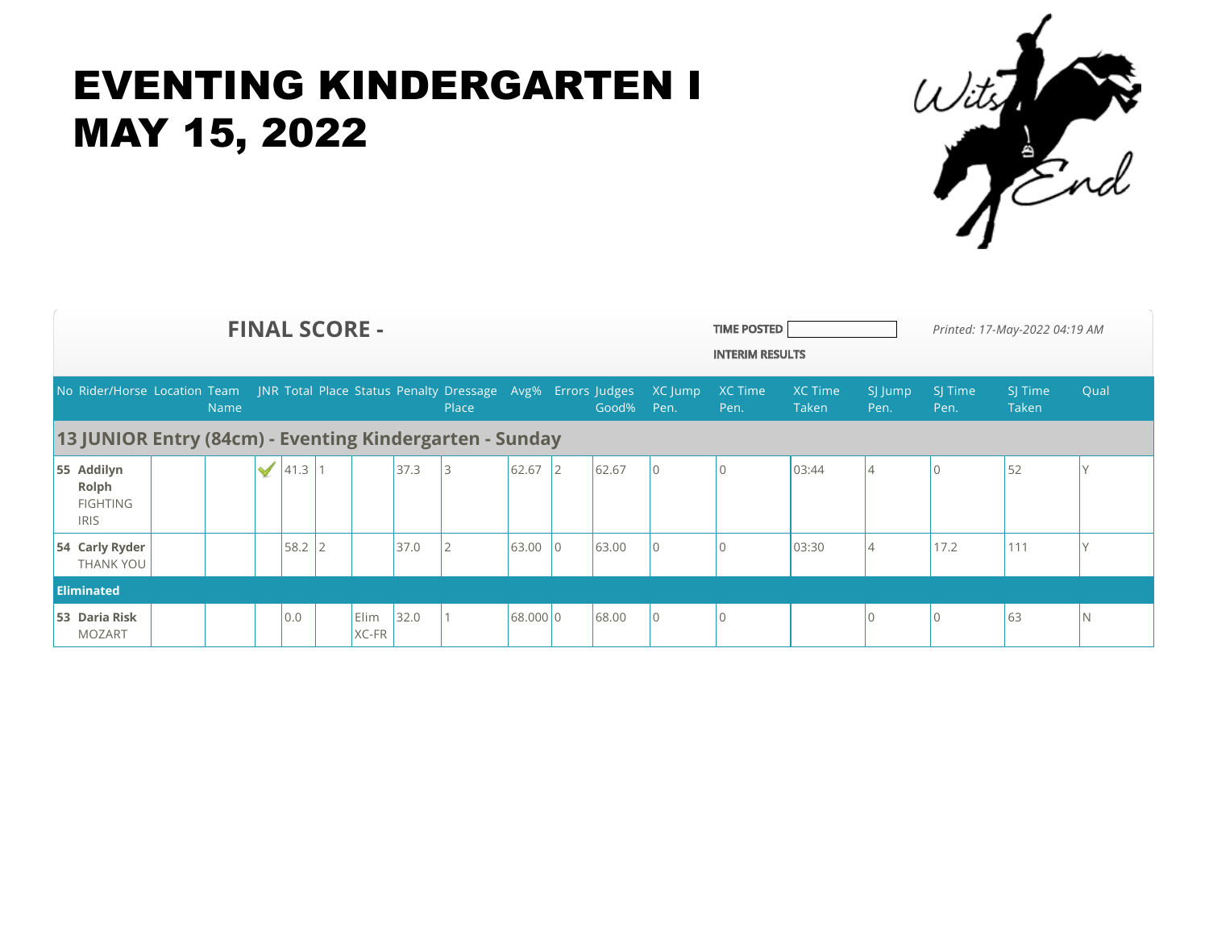# EVENTING KINDERGARTEN I
# MAY 15, 2022

## FINAL SCORE -

TIME POSTED

INTERIM RESULTS

*Printed: 17-May-2022 04:19 AM*

| No | Rider/Horse | Location | Team Name | JNR | Total | Place | Status | Penalty | Dressage Place | Avg% | Errors | Judges Good% | XC Jump Pen. | XC Time Pen. | XC Time Taken | SJ Jump Pen. | SJ Time Pen. | SJ Time Taken | Qual |
|---|---|---|---|---|---|---|---|---|---|---|---|---|---|---|---|---|---|---|---|
| **13 JUNIOR Entry (84cm) - Eventing Kindergarten - Sunday** | | | | | | | | | | | | | | | | | | | |
| **55** | **Addilyn Rolph** FIGHTING IRIS | | | ✔ | 41.3 | 1 | | 37.3 | 3 | 62.67 | 2 | 62.67 | 0 | 0 | 03:44 | 4 | 0 | 52 | Y |
| **54** | **Carly Ryder** THANK YOU | | | | 58.2 | 2 | | 37.0 | 2 | 63.00 | 0 | 63.00 | 0 | 0 | 03:30 | 4 | 17.2 | 111 | Y |
| **Eliminated** | | | | | | | | | | | | | | | | | | | |
| **53** | **Daria Risk** MOZART | | | | 0.0 | | Elim XC-FR | 32.0 | 1 | 68.000 | 0 | 68.00 | 0 | 0 | | 0 | 0 | 63 | N |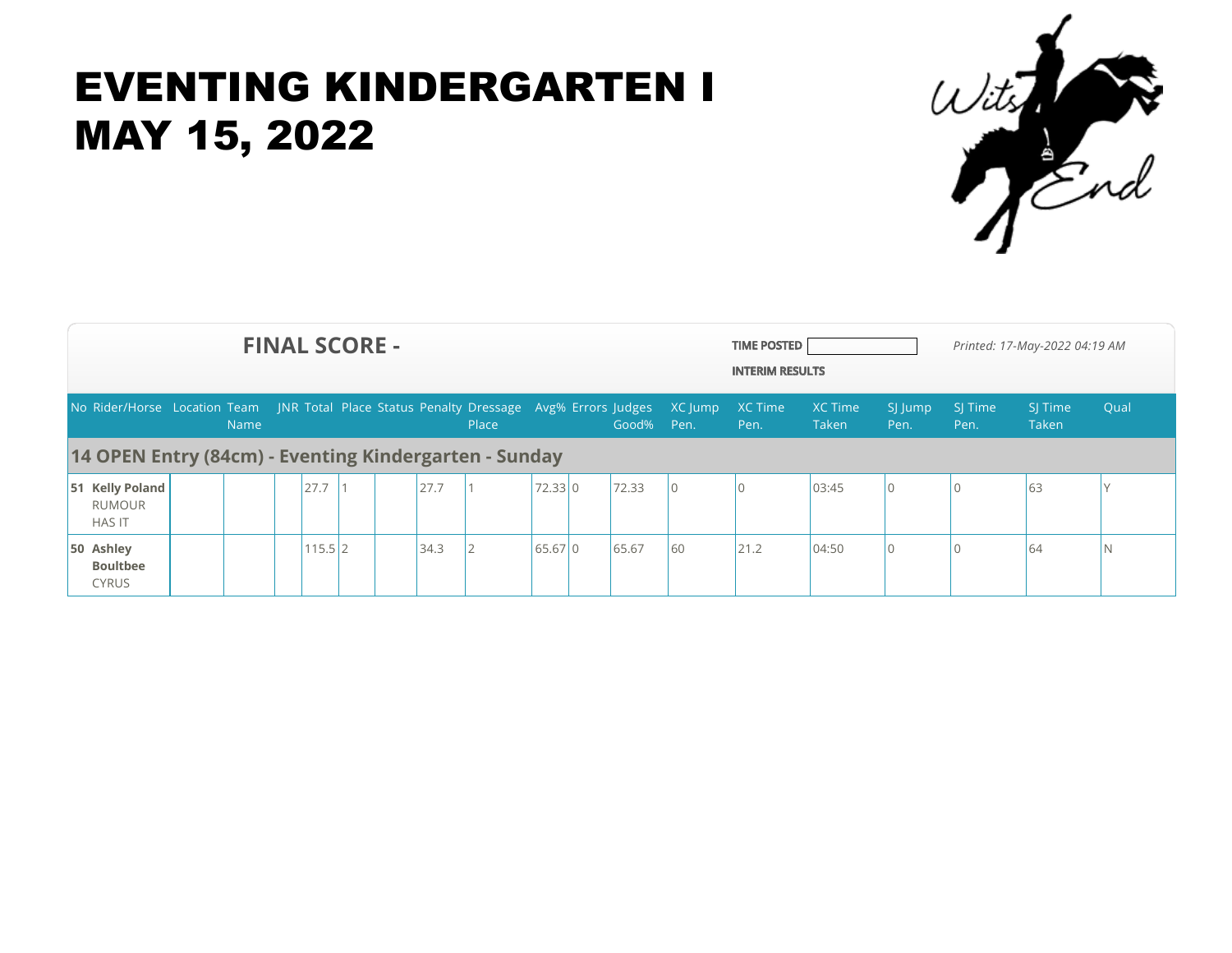# EVENTING KINDERGARTEN I
# MAY 15, 2022

**FINAL SCORE -**

**TIME POSTED**

**INTERIM RESULTS**

*Printed: 17-May-2022 04:19 AM*

| No | Rider/Horse | Location | Team Name | JNR | Total | Place | Status | Penalty | Dressage Place | Avg% | Errors | Judges Good% | XC Jump Pen. | XC Time Pen. | XC Time Taken | SJ Jump Pen. | SJ Time Pen. | SJ Time Taken | Qual |
|---|---|---|---|---|---|---|---|---|---|---|---|---|---|---|---|---|---|---|---|
| **14 OPEN Entry (84cm) - Eventing Kindergarten - Sunday** | | | | | | | | | | | | | | | | | | | |
| 51 | **Kelly Poland** RUMOUR HAS IT | | | | 27.7 | 1 | | 27.7 | 1 | 72.33 | 0 | 72.33 | 0 | 0 | 03:45 | 0 | 0 | 63 | Y |
| 50 | **Ashley Boultbee** CYRUS | | | | 115.5 | 2 | | 34.3 | 2 | 65.67 | 0 | 65.67 | 60 | 21.2 | 04:50 | 0 | 0 | 64 | N |